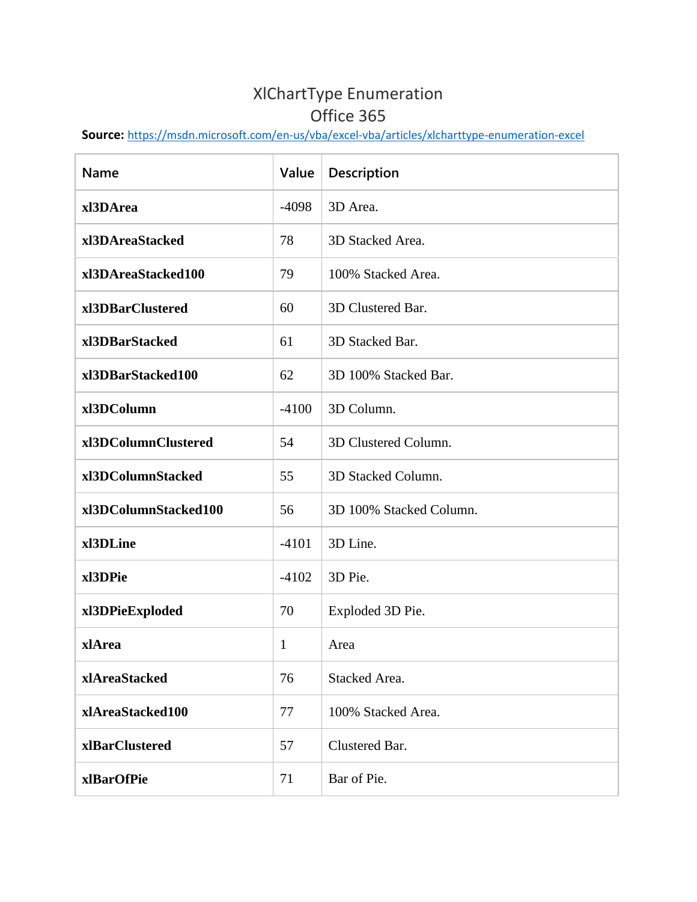# XlChartType Enumeration
## Office 365

**Source:** https://msdn.microsoft.com/en-us/vba/excel-vba/articles/xlcharttype-enumeration-excel

| Name | Value | Description |
|---|---|---|
| **xl3DArea** | -4098 | 3D Area. |
| **xl3DAreaStacked** | 78 | 3D Stacked Area. |
| **xl3DAreaStacked100** | 79 | 100% Stacked Area. |
| **xl3DBarClustered** | 60 | 3D Clustered Bar. |
| **xl3DBarStacked** | 61 | 3D Stacked Bar. |
| **xl3DBarStacked100** | 62 | 3D 100% Stacked Bar. |
| **xl3DColumn** | -4100 | 3D Column. |
| **xl3DColumnClustered** | 54 | 3D Clustered Column. |
| **xl3DColumnStacked** | 55 | 3D Stacked Column. |
| **xl3DColumnStacked100** | 56 | 3D 100% Stacked Column. |
| **xl3DLine** | -4101 | 3D Line. |
| **xl3DPie** | -4102 | 3D Pie. |
| **xl3DPieExploded** | 70 | Exploded 3D Pie. |
| **xlArea** | 1 | Area |
| **xlAreaStacked** | 76 | Stacked Area. |
| **xlAreaStacked100** | 77 | 100% Stacked Area. |
| **xlBarClustered** | 57 | Clustered Bar. |
| **xlBarOfPie** | 71 | Bar of Pie. |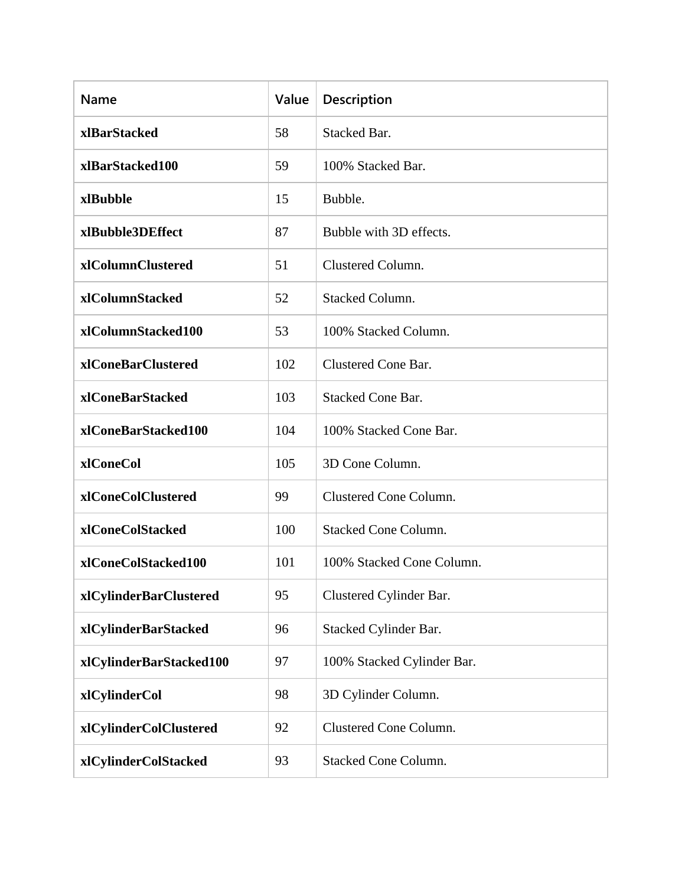| Name | Value | Description |
| --- | --- | --- |
| **xlBarStacked** | 58 | Stacked Bar. |
| **xlBarStacked100** | 59 | 100% Stacked Bar. |
| **xlBubble** | 15 | Bubble. |
| **xlBubble3DEffect** | 87 | Bubble with 3D effects. |
| **xlColumnClustered** | 51 | Clustered Column. |
| **xlColumnStacked** | 52 | Stacked Column. |
| **xlColumnStacked100** | 53 | 100% Stacked Column. |
| **xlConeBarClustered** | 102 | Clustered Cone Bar. |
| **xlConeBarStacked** | 103 | Stacked Cone Bar. |
| **xlConeBarStacked100** | 104 | 100% Stacked Cone Bar. |
| **xlConeCol** | 105 | 3D Cone Column. |
| **xlConeColClustered** | 99 | Clustered Cone Column. |
| **xlConeColStacked** | 100 | Stacked Cone Column. |
| **xlConeColStacked100** | 101 | 100% Stacked Cone Column. |
| **xlCylinderBarClustered** | 95 | Clustered Cylinder Bar. |
| **xlCylinderBarStacked** | 96 | Stacked Cylinder Bar. |
| **xlCylinderBarStacked100** | 97 | 100% Stacked Cylinder Bar. |
| **xlCylinderCol** | 98 | 3D Cylinder Column. |
| **xlCylinderColClustered** | 92 | Clustered Cone Column. |
| **xlCylinderColStacked** | 93 | Stacked Cone Column. |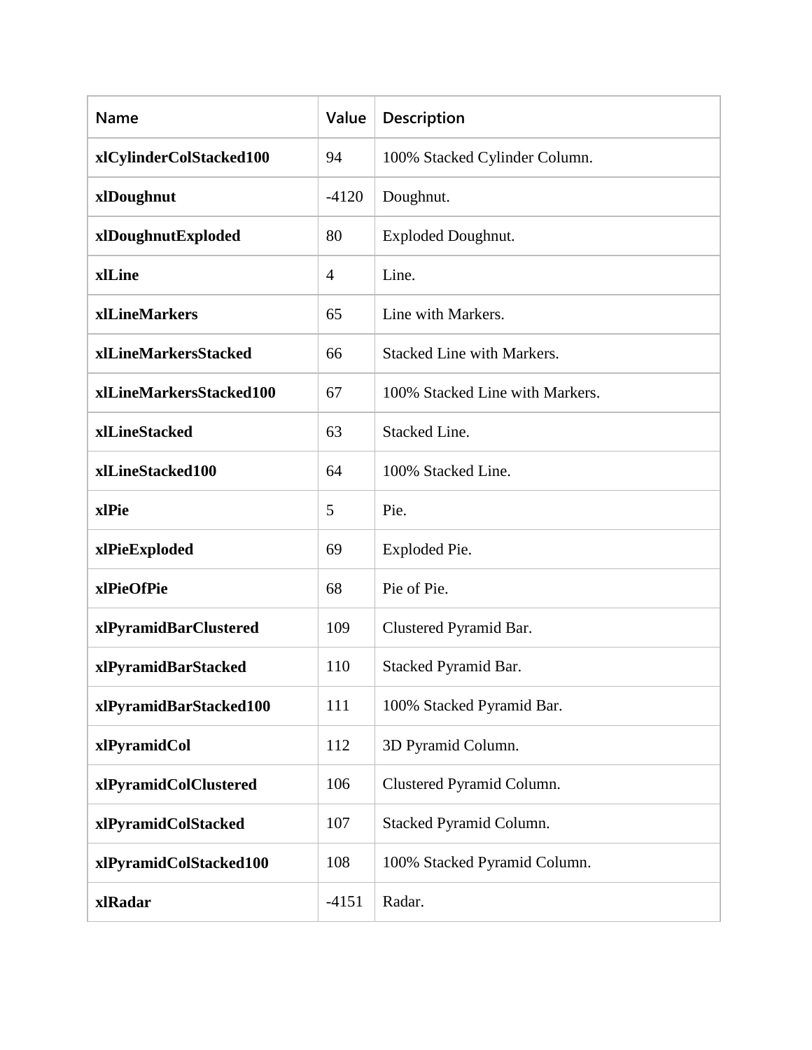| Name | Value | Description |
| --- | --- | --- |
| **xlCylinderColStacked100** | 94 | 100% Stacked Cylinder Column. |
| **xlDoughnut** | -4120 | Doughnut. |
| **xlDoughnutExploded** | 80 | Exploded Doughnut. |
| **xlLine** | 4 | Line. |
| **xlLineMarkers** | 65 | Line with Markers. |
| **xlLineMarkersStacked** | 66 | Stacked Line with Markers. |
| **xlLineMarkersStacked100** | 67 | 100% Stacked Line with Markers. |
| **xlLineStacked** | 63 | Stacked Line. |
| **xlLineStacked100** | 64 | 100% Stacked Line. |
| **xlPie** | 5 | Pie. |
| **xlPieExploded** | 69 | Exploded Pie. |
| **xlPieOfPie** | 68 | Pie of Pie. |
| **xlPyramidBarClustered** | 109 | Clustered Pyramid Bar. |
| **xlPyramidBarStacked** | 110 | Stacked Pyramid Bar. |
| **xlPyramidBarStacked100** | 111 | 100% Stacked Pyramid Bar. |
| **xlPyramidCol** | 112 | 3D Pyramid Column. |
| **xlPyramidColClustered** | 106 | Clustered Pyramid Column. |
| **xlPyramidColStacked** | 107 | Stacked Pyramid Column. |
| **xlPyramidColStacked100** | 108 | 100% Stacked Pyramid Column. |
| **xlRadar** | -4151 | Radar. |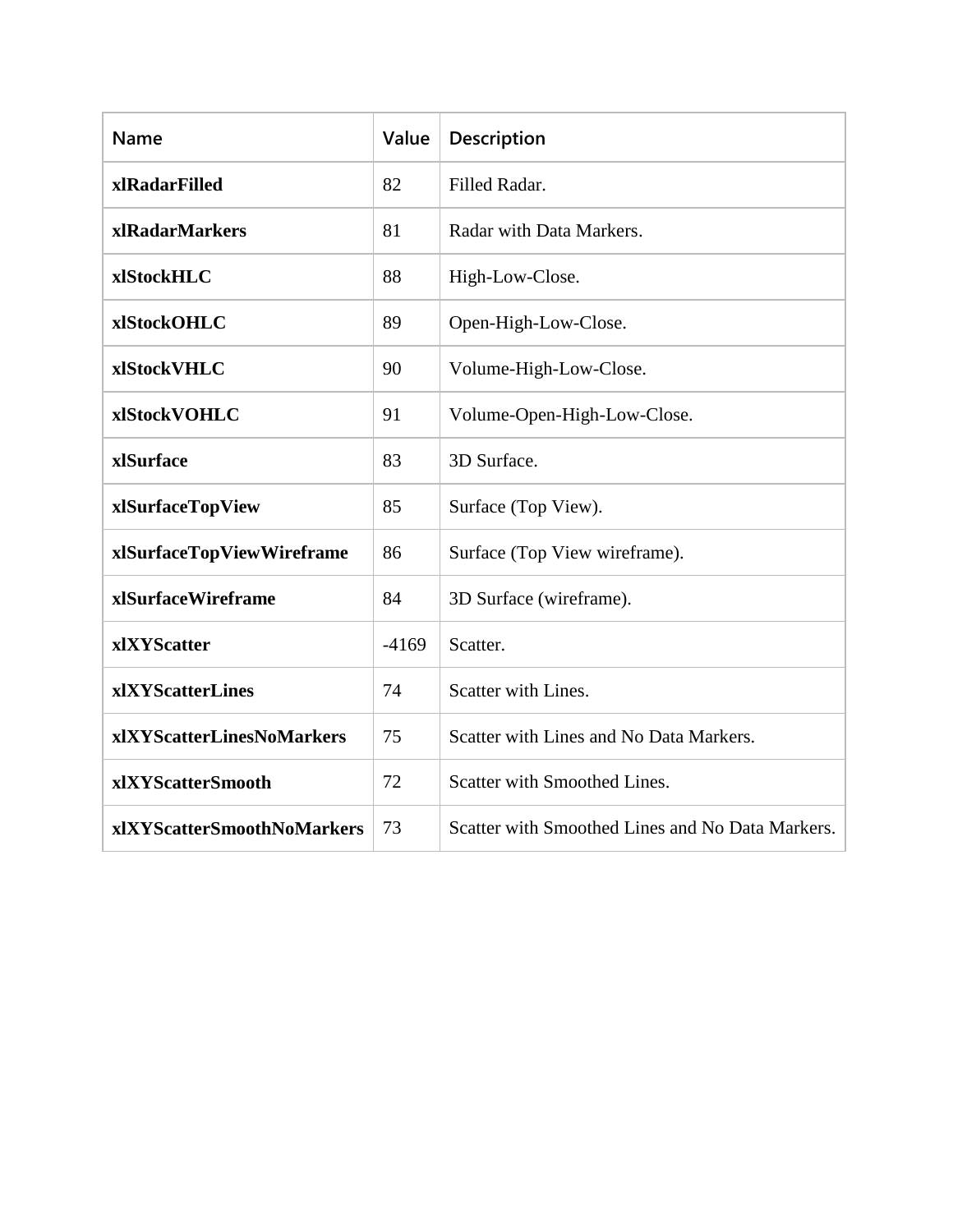| Name | Value | Description |
|---|---|---|
| **xlRadarFilled** | 82 | Filled Radar. |
| **xlRadarMarkers** | 81 | Radar with Data Markers. |
| **xlStockHLC** | 88 | High-Low-Close. |
| **xlStockOHLC** | 89 | Open-High-Low-Close. |
| **xlStockVHLC** | 90 | Volume-High-Low-Close. |
| **xlStockVOHLC** | 91 | Volume-Open-High-Low-Close. |
| **xlSurface** | 83 | 3D Surface. |
| **xlSurfaceTopView** | 85 | Surface (Top View). |
| **xlSurfaceTopViewWireframe** | 86 | Surface (Top View wireframe). |
| **xlSurfaceWireframe** | 84 | 3D Surface (wireframe). |
| **xlXYScatter** | -4169 | Scatter. |
| **xlXYScatterLines** | 74 | Scatter with Lines. |
| **xlXYScatterLinesNoMarkers** | 75 | Scatter with Lines and No Data Markers. |
| **xlXYScatterSmooth** | 72 | Scatter with Smoothed Lines. |
| **xlXYScatterSmoothNoMarkers** | 73 | Scatter with Smoothed Lines and No Data Markers. |